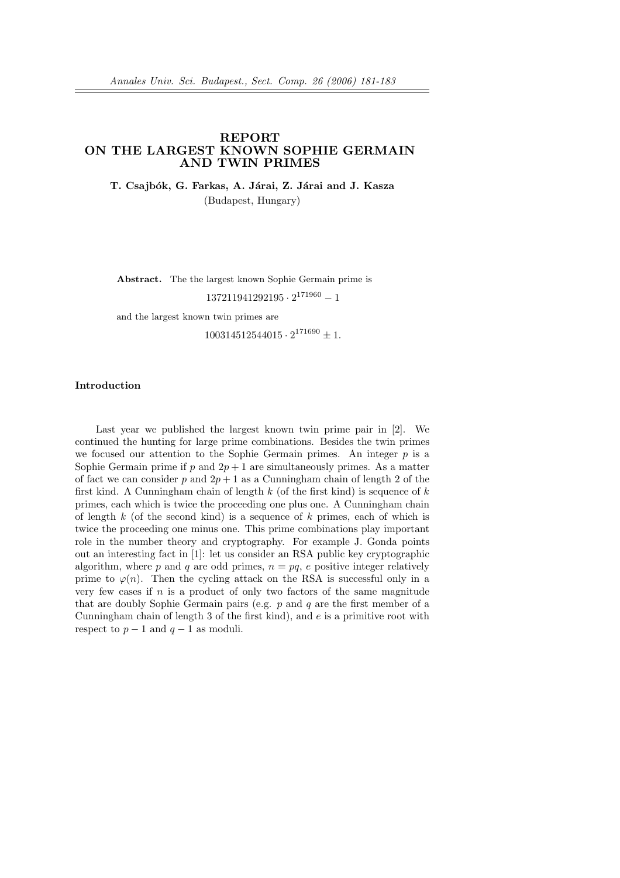# REPORT ON THE LARGEST KNOWN SOPHIE GERMAIN AND TWIN PRIMES

**T. Csajbók, G. Farkas, A. Járai, Z. Járai and J. Kasza**

(Budapest, Hungary)

**Abstract.** The the largest known Sophie Germain prime is

$$137211941292195 \cdot 2^{171960} - 1$$

and the largest known twin primes are

$$100314512544015 \cdot 2^{171690} \pm 1.$$

## Introduction

Last year we published the largest known twin prime pair in [2]. We continued the hunting for large prime combinations. Besides the twin primes we focused our attention to the Sophie Germain primes. An integer $p$ is a Sophie Germain prime if $p$ and $2p + 1$ are simultaneously primes. As a matter of fact we can consider $p$ and $2p + 1$ as a Cunningham chain of length 2 of the first kind. A Cunningham chain of length $k$ (of the first kind) is sequence of $k$ primes, each which is twice the proceeding one plus one. A Cunningham chain of length $k$ (of the second kind) is a sequence of $k$ primes, each of which is twice the proceeding one minus one. This prime combinations play important role in the number theory and cryptography. For example J. Gonda points out an interesting fact in [1]: let us consider an RSA public key cryptographic algorithm, where $p$ and $q$ are odd primes, $n = pq$, $e$ positive integer relatively prime to $\varphi(n)$. Then the cycling attack on the RSA is successful only in a very few cases if $n$ is a product of only two factors of the same magnitude that are doubly Sophie Germain pairs (e.g. $p$ and $q$ are the first member of a Cunningham chain of length 3 of the first kind), and $e$ is a primitive root with respect to $p - 1$ and $q - 1$ as moduli.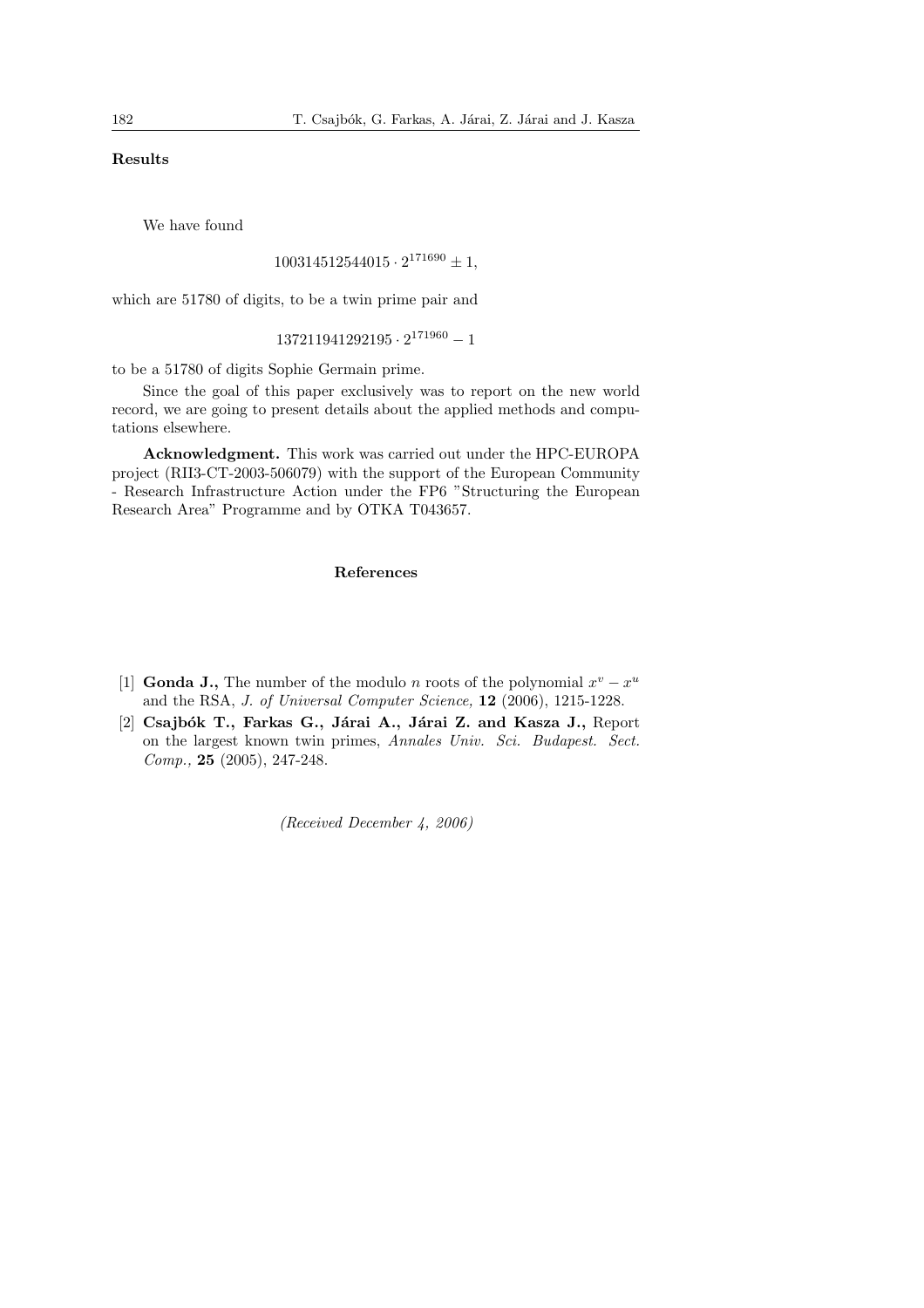**Results**

We have found

$$100314512544015 \cdot 2^{171690} \pm 1,$$

which are 51780 of digits, to be a twin prime pair and

$$137211941292195 \cdot 2^{171960} - 1$$

to be a 51780 of digits Sophie Germain prime.

Since the goal of this paper exclusively was to report on the new world record, we are going to present details about the applied methods and computations elsewhere.

**Acknowledgment.** This work was carried out under the HPC-EUROPA project (RII3-CT-2003-506079) with the support of the European Community - Research Infrastructure Action under the FP6 "Structuring the European Research Area" Programme and by OTKA T043657.

## References

[1] **Gonda J.,** The number of the modulo $n$ roots of the polynomial $x^v - x^u$ and the RSA, *J. of Universal Computer Science,* **12** (2006), 1215-1228.

[2] **Csajbók T., Farkas G., Járai A., Járai Z. and Kasza J.,** Report on the largest known twin primes, *Annales Univ. Sci. Budapest. Sect. Comp.,* **25** (2005), 247-248.

*(Received December 4, 2006)*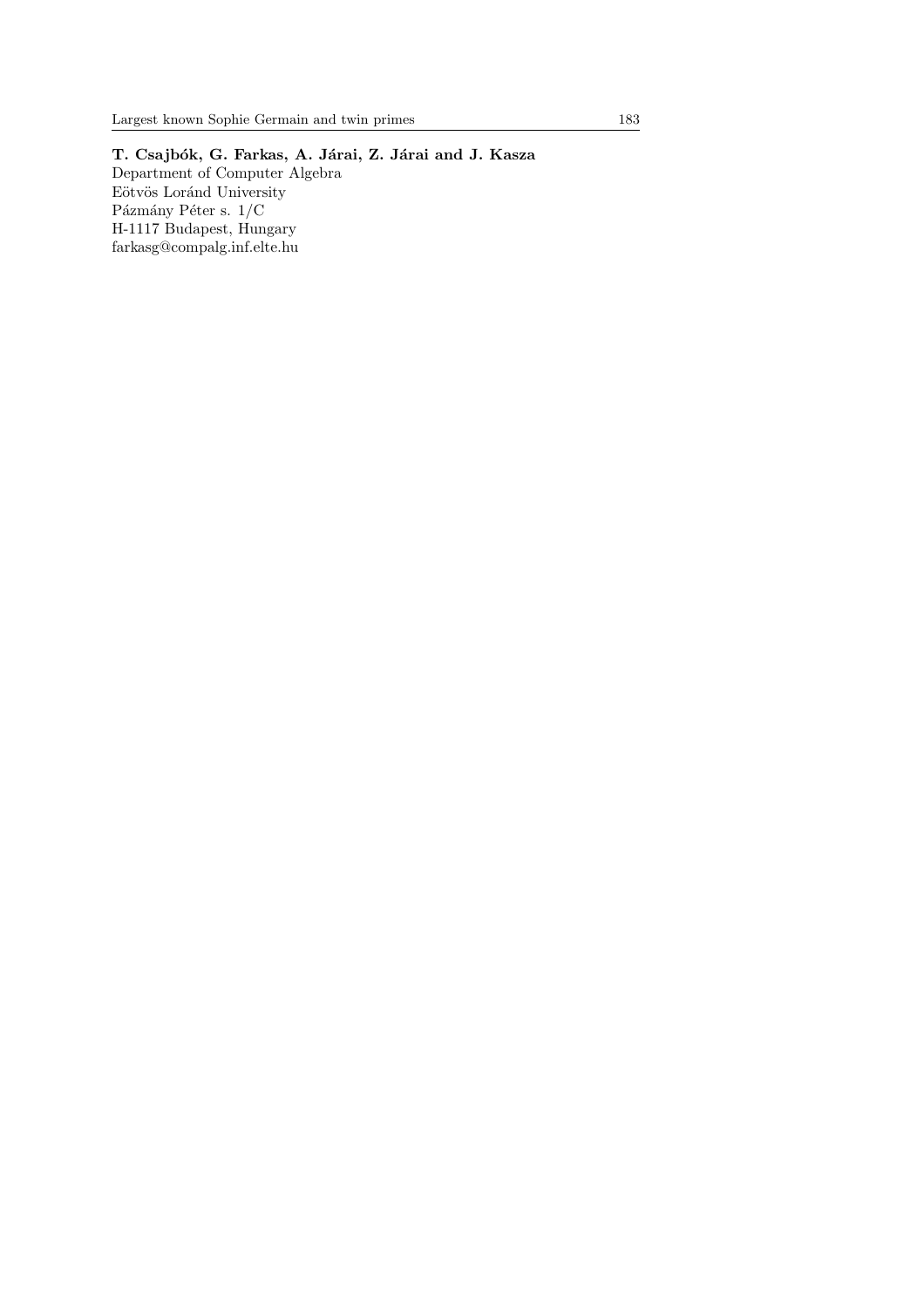**T. Csajbók, G. Farkas, A. Járai, Z. Járai and J. Kasza**

Department of Computer Algebra
Eötvös Loránd University
Pázmány Péter s. 1/C
H-1117 Budapest, Hungary
farkasg@compalg.inf.elte.hu